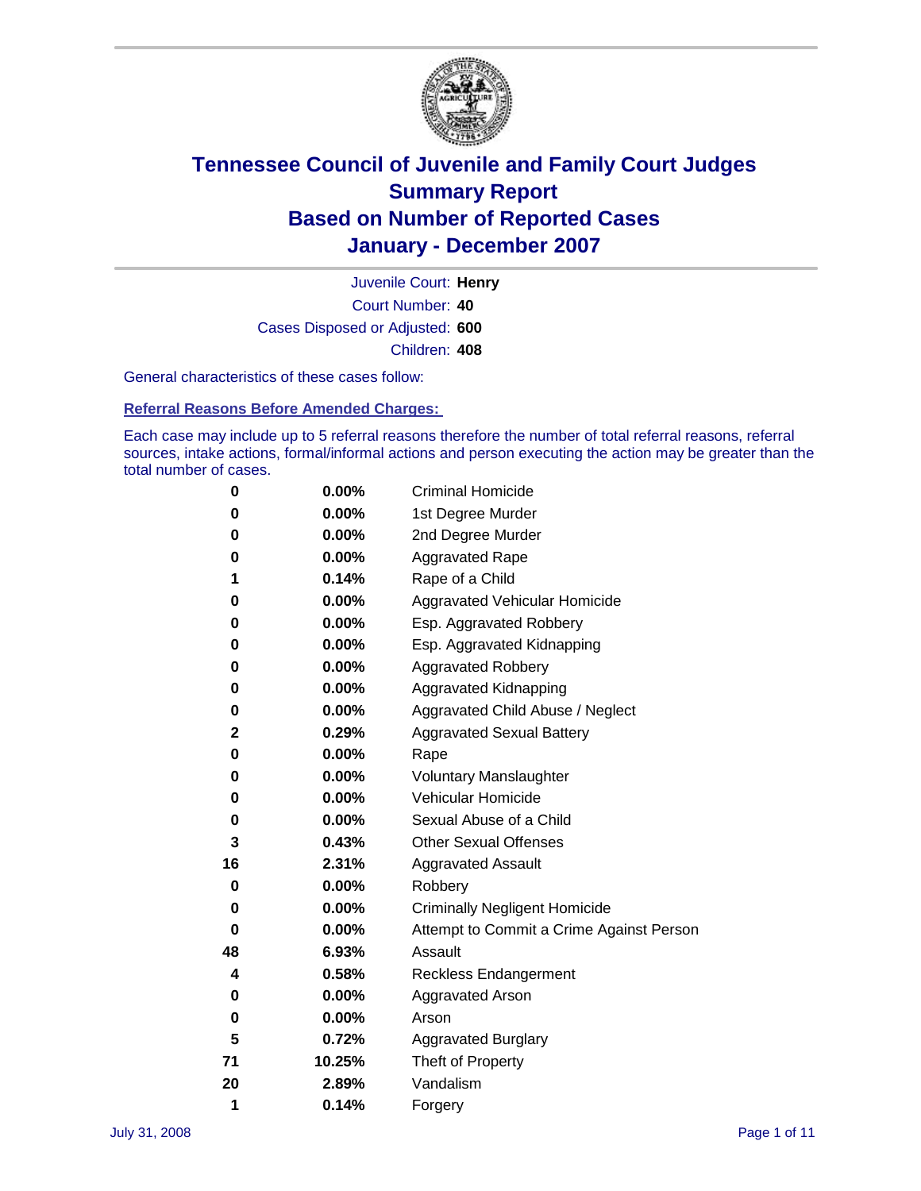# Tennessee Council of Juvenile and Family Court Judges
## Summary Report
## Based on Number of Reported Cases
## January - December 2007

Juvenile Court: **Henry**
Court Number: **40**
Cases Disposed or Adjusted: **600**
Children: **408**

General characteristics of these cases follow:

**Referral Reasons Before Amended Charges:**

Each case may include up to 5 referral reasons therefore the number of total referral reasons, referral sources, intake actions, formal/informal actions and person executing the action may be greater than the total number of cases.

| Count | Percent | Referral Reason |
|---|---|---|
| 0 | 0.00% | Criminal Homicide |
| 0 | 0.00% | 1st Degree Murder |
| 0 | 0.00% | 2nd Degree Murder |
| 0 | 0.00% | Aggravated Rape |
| 1 | 0.14% | Rape of a Child |
| 0 | 0.00% | Aggravated Vehicular Homicide |
| 0 | 0.00% | Esp. Aggravated Robbery |
| 0 | 0.00% | Esp. Aggravated Kidnapping |
| 0 | 0.00% | Aggravated Robbery |
| 0 | 0.00% | Aggravated Kidnapping |
| 0 | 0.00% | Aggravated Child Abuse / Neglect |
| 2 | 0.29% | Aggravated Sexual Battery |
| 0 | 0.00% | Rape |
| 0 | 0.00% | Voluntary Manslaughter |
| 0 | 0.00% | Vehicular Homicide |
| 0 | 0.00% | Sexual Abuse of a Child |
| 3 | 0.43% | Other Sexual Offenses |
| 16 | 2.31% | Aggravated Assault |
| 0 | 0.00% | Robbery |
| 0 | 0.00% | Criminally Negligent Homicide |
| 0 | 0.00% | Attempt to Commit a Crime Against Person |
| 48 | 6.93% | Assault |
| 4 | 0.58% | Reckless Endangerment |
| 0 | 0.00% | Aggravated Arson |
| 0 | 0.00% | Arson |
| 5 | 0.72% | Aggravated Burglary |
| 71 | 10.25% | Theft of Property |
| 20 | 2.89% | Vandalism |
| 1 | 0.14% | Forgery |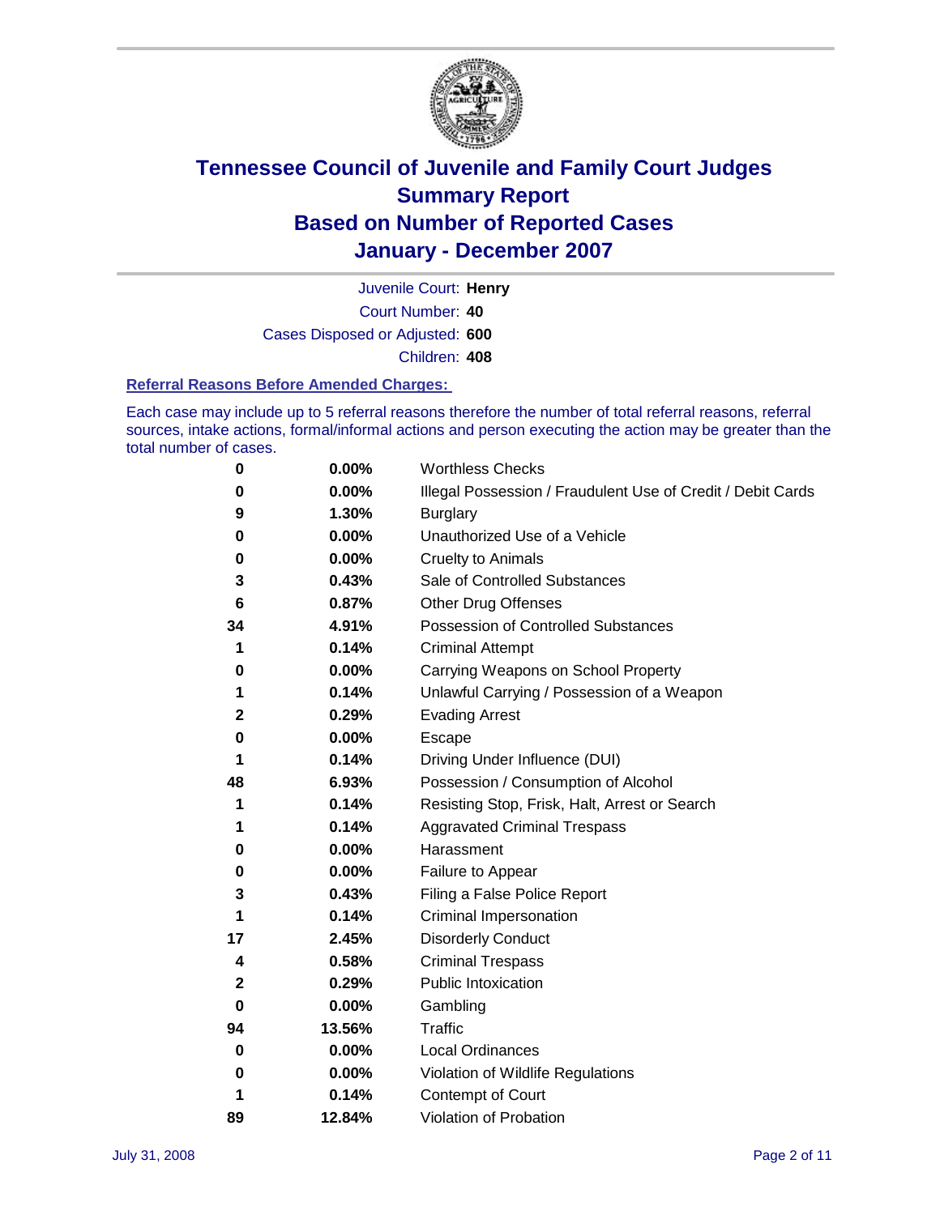# Tennessee Council of Juvenile and Family Court Judges
## Summary Report
## Based on Number of Reported Cases
## January - December 2007

Juvenile Court: **Henry**

Court Number: **40**

Cases Disposed or Adjusted: **600**

Children: **408**

### Referral Reasons Before Amended Charges:

Each case may include up to 5 referral reasons therefore the number of total referral reasons, referral sources, intake actions, formal/informal actions and person executing the action may be greater than the total number of cases.

| Count | Percent | Referral Reason |
|---|---|---|
| 0 | 0.00% | Worthless Checks |
| 0 | 0.00% | Illegal Possession / Fraudulent Use of Credit / Debit Cards |
| 9 | 1.30% | Burglary |
| 0 | 0.00% | Unauthorized Use of a Vehicle |
| 0 | 0.00% | Cruelty to Animals |
| 3 | 0.43% | Sale of Controlled Substances |
| 6 | 0.87% | Other Drug Offenses |
| 34 | 4.91% | Possession of Controlled Substances |
| 1 | 0.14% | Criminal Attempt |
| 0 | 0.00% | Carrying Weapons on School Property |
| 1 | 0.14% | Unlawful Carrying / Possession of a Weapon |
| 2 | 0.29% | Evading Arrest |
| 0 | 0.00% | Escape |
| 1 | 0.14% | Driving Under Influence (DUI) |
| 48 | 6.93% | Possession / Consumption of Alcohol |
| 1 | 0.14% | Resisting Stop, Frisk, Halt, Arrest or Search |
| 1 | 0.14% | Aggravated Criminal Trespass |
| 0 | 0.00% | Harassment |
| 0 | 0.00% | Failure to Appear |
| 3 | 0.43% | Filing a False Police Report |
| 1 | 0.14% | Criminal Impersonation |
| 17 | 2.45% | Disorderly Conduct |
| 4 | 0.58% | Criminal Trespass |
| 2 | 0.29% | Public Intoxication |
| 0 | 0.00% | Gambling |
| 94 | 13.56% | Traffic |
| 0 | 0.00% | Local Ordinances |
| 0 | 0.00% | Violation of Wildlife Regulations |
| 1 | 0.14% | Contempt of Court |
| 89 | 12.84% | Violation of Probation |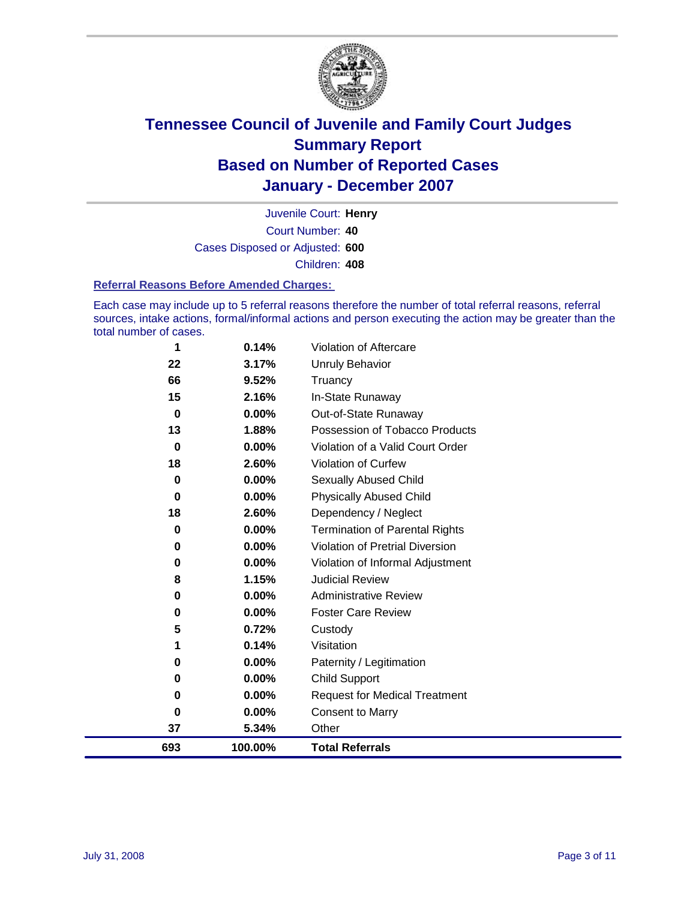# Tennessee Council of Juvenile and Family Court Judges
## Summary Report
## Based on Number of Reported Cases
## January - December 2007

Juvenile Court: **Henry**
Court Number: **40**
Cases Disposed or Adjusted: **600**
Children: **408**

### Referral Reasons Before Amended Charges:

Each case may include up to 5 referral reasons therefore the number of total referral reasons, referral sources, intake actions, formal/informal actions and person executing the action may be greater than the total number of cases.

| Count | Percent | Referral Reason |
|---|---|---|
| 1 | 0.14% | Violation of Aftercare |
| 22 | 3.17% | Unruly Behavior |
| 66 | 9.52% | Truancy |
| 15 | 2.16% | In-State Runaway |
| 0 | 0.00% | Out-of-State Runaway |
| 13 | 1.88% | Possession of Tobacco Products |
| 0 | 0.00% | Violation of a Valid Court Order |
| 18 | 2.60% | Violation of Curfew |
| 0 | 0.00% | Sexually Abused Child |
| 0 | 0.00% | Physically Abused Child |
| 18 | 2.60% | Dependency / Neglect |
| 0 | 0.00% | Termination of Parental Rights |
| 0 | 0.00% | Violation of Pretrial Diversion |
| 0 | 0.00% | Violation of Informal Adjustment |
| 8 | 1.15% | Judicial Review |
| 0 | 0.00% | Administrative Review |
| 0 | 0.00% | Foster Care Review |
| 5 | 0.72% | Custody |
| 1 | 0.14% | Visitation |
| 0 | 0.00% | Paternity / Legitimation |
| 0 | 0.00% | Child Support |
| 0 | 0.00% | Request for Medical Treatment |
| 0 | 0.00% | Consent to Marry |
| 37 | 5.34% | Other |
| **693** | **100.00%** | **Total Referrals** |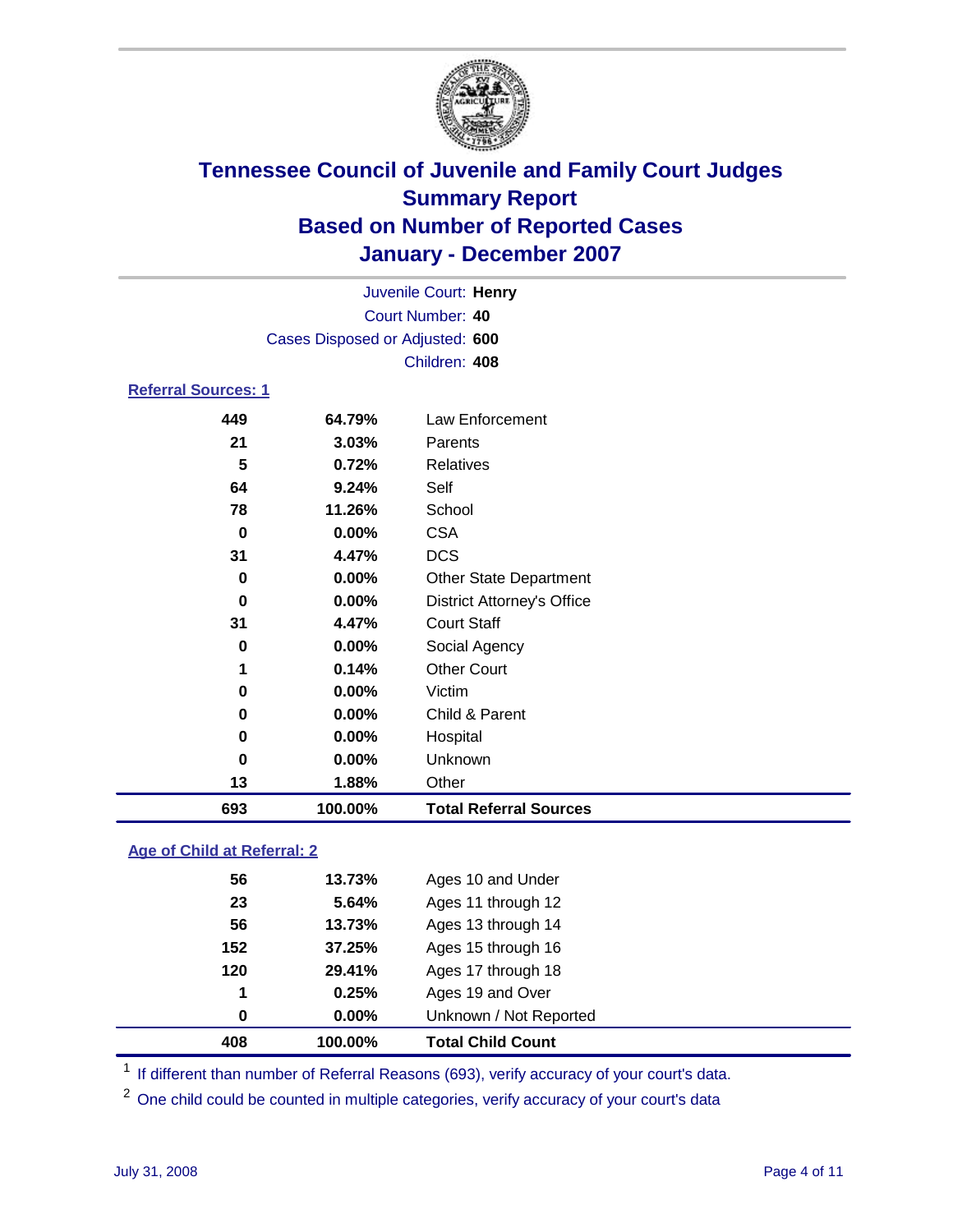# Tennessee Council of Juvenile and Family Court Judges
## Summary Report
## Based on Number of Reported Cases
## January - December 2007

Juvenile Court: **Henry**
Court Number: **40**
Cases Disposed or Adjusted: **600**
Children: **408**

### Referral Sources: 1

| Count | Percent | Source |
|---|---|---|
| 449 | 64.79% | Law Enforcement |
| 21 | 3.03% | Parents |
| 5 | 0.72% | Relatives |
| 64 | 9.24% | Self |
| 78 | 11.26% | School |
| 0 | 0.00% | CSA |
| 31 | 4.47% | DCS |
| 0 | 0.00% | Other State Department |
| 0 | 0.00% | District Attorney's Office |
| 31 | 4.47% | Court Staff |
| 0 | 0.00% | Social Agency |
| 1 | 0.14% | Other Court |
| 0 | 0.00% | Victim |
| 0 | 0.00% | Child & Parent |
| 0 | 0.00% | Hospital |
| 0 | 0.00% | Unknown |
| 13 | 1.88% | Other |
| **693** | **100.00%** | **Total Referral Sources** |

### Age of Child at Referral: 2

| Count | Percent | Age |
|---|---|---|
| 56 | 13.73% | Ages 10 and Under |
| 23 | 5.64% | Ages 11 through 12 |
| 56 | 13.73% | Ages 13 through 14 |
| 152 | 37.25% | Ages 15 through 16 |
| 120 | 29.41% | Ages 17 through 18 |
| 1 | 0.25% | Ages 19 and Over |
| 0 | 0.00% | Unknown / Not Reported |
| **408** | **100.00%** | **Total Child Count** |

[1] If different than number of Referral Reasons (693), verify accuracy of your court's data.

[2] One child could be counted in multiple categories, verify accuracy of your court's data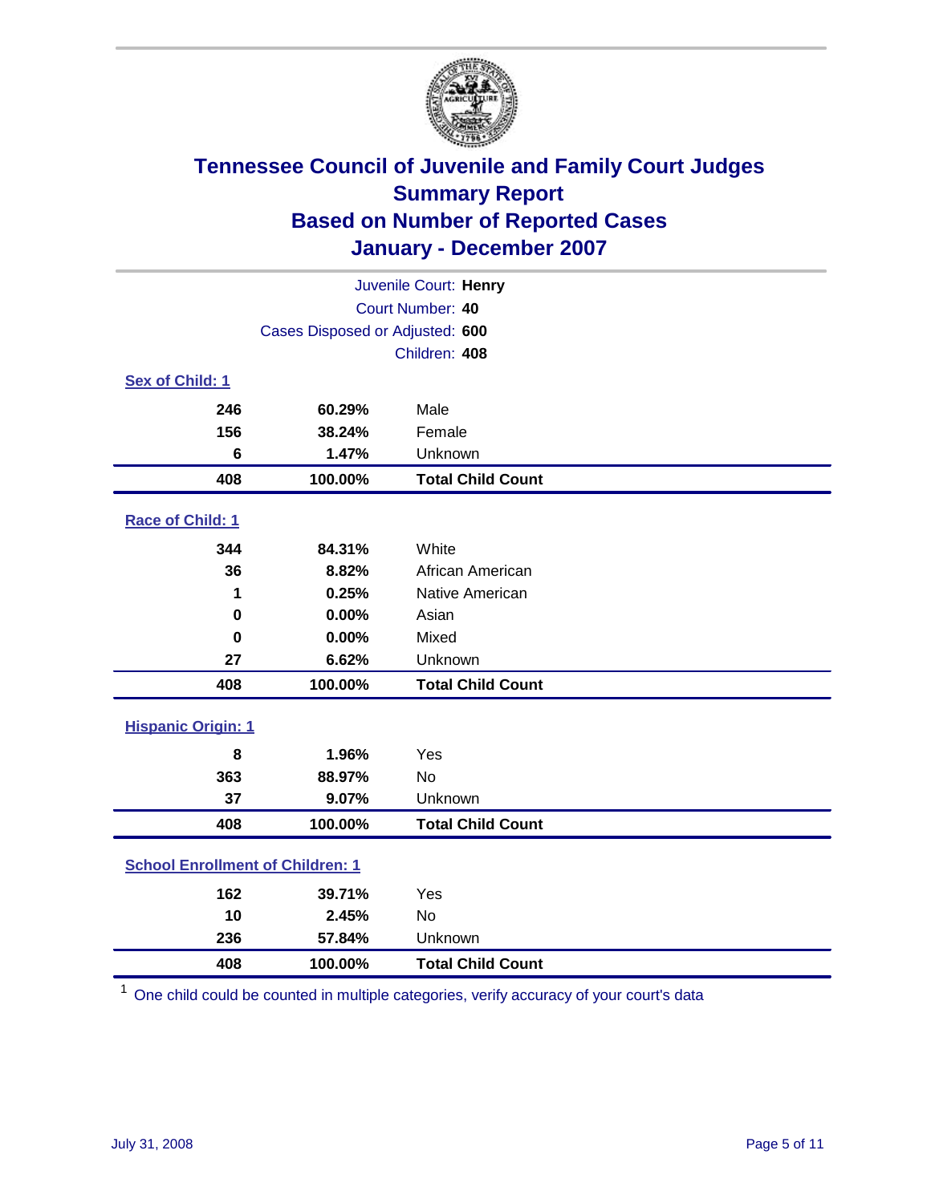# Tennessee Council of Juvenile and Family Court Judges
## Summary Report
## Based on Number of Reported Cases
## January - December 2007

Juvenile Court: **Henry**
Court Number: **40**
Cases Disposed or Adjusted: **600**
Children: **408**

### Sex of Child: 1

| | | |
|---|---|---|
| 246 | 60.29% | Male |
| 156 | 38.24% | Female |
| 6 | 1.47% | Unknown |
| **408** | **100.00%** | **Total Child Count** |

### Race of Child: 1

| | | |
|---|---|---|
| 344 | 84.31% | White |
| 36 | 8.82% | African American |
| 1 | 0.25% | Native American |
| 0 | 0.00% | Asian |
| 0 | 0.00% | Mixed |
| 27 | 6.62% | Unknown |
| **408** | **100.00%** | **Total Child Count** |

### Hispanic Origin: 1

| | | |
|---|---|---|
| 8 | 1.96% | Yes |
| 363 | 88.97% | No |
| 37 | 9.07% | Unknown |
| **408** | **100.00%** | **Total Child Count** |

### School Enrollment of Children: 1

| | | |
|---|---|---|
| 162 | 39.71% | Yes |
| 10 | 2.45% | No |
| 236 | 57.84% | Unknown |
| **408** | **100.00%** | **Total Child Count** |

[1] One child could be counted in multiple categories, verify accuracy of your court's data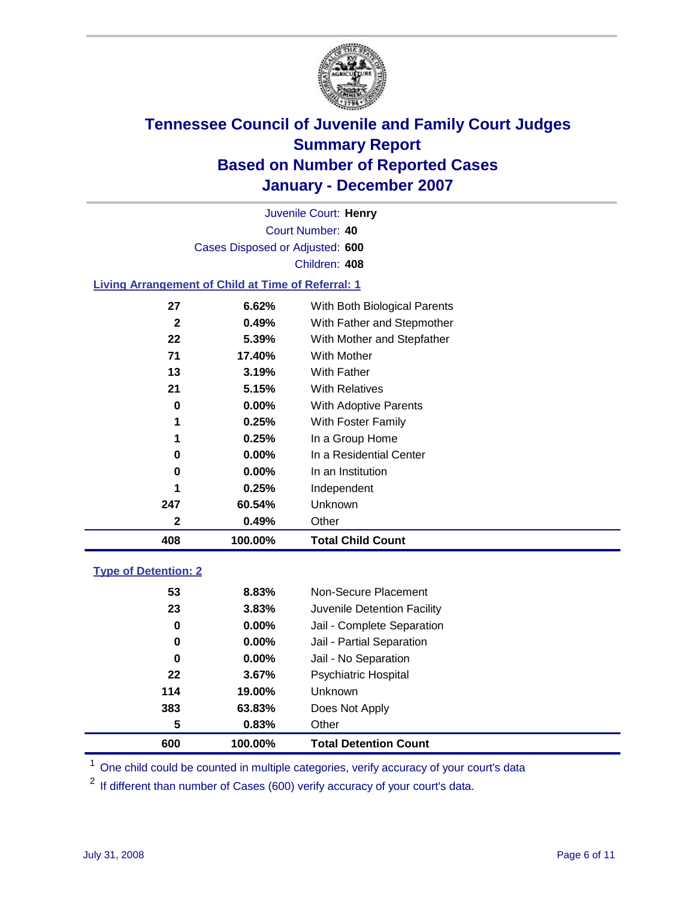# Tennessee Council of Juvenile and Family Court Judges
## Summary Report
## Based on Number of Reported Cases
## January - December 2007

Juvenile Court: **Henry**
Court Number: **40**
Cases Disposed or Adjusted: **600**
Children: **408**

### Living Arrangement of Child at Time of Referral: 1

| Count | Percent | Category |
|---|---|---|
| 27 | 6.62% | With Both Biological Parents |
| 2 | 0.49% | With Father and Stepmother |
| 22 | 5.39% | With Mother and Stepfather |
| 71 | 17.40% | With Mother |
| 13 | 3.19% | With Father |
| 21 | 5.15% | With Relatives |
| 0 | 0.00% | With Adoptive Parents |
| 1 | 0.25% | With Foster Family |
| 1 | 0.25% | In a Group Home |
| 0 | 0.00% | In a Residential Center |
| 0 | 0.00% | In an Institution |
| 1 | 0.25% | Independent |
| 247 | 60.54% | Unknown |
| 2 | 0.49% | Other |
| **408** | **100.00%** | **Total Child Count** |

### Type of Detention: 2

| Count | Percent | Category |
|---|---|---|
| 53 | 8.83% | Non-Secure Placement |
| 23 | 3.83% | Juvenile Detention Facility |
| 0 | 0.00% | Jail - Complete Separation |
| 0 | 0.00% | Jail - Partial Separation |
| 0 | 0.00% | Jail - No Separation |
| 22 | 3.67% | Psychiatric Hospital |
| 114 | 19.00% | Unknown |
| 383 | 63.83% | Does Not Apply |
| 5 | 0.83% | Other |
| **600** | **100.00%** | **Total Detention Count** |

[1] One child could be counted in multiple categories, verify accuracy of your court's data

[2] If different than number of Cases (600) verify accuracy of your court's data.

July 31, 2008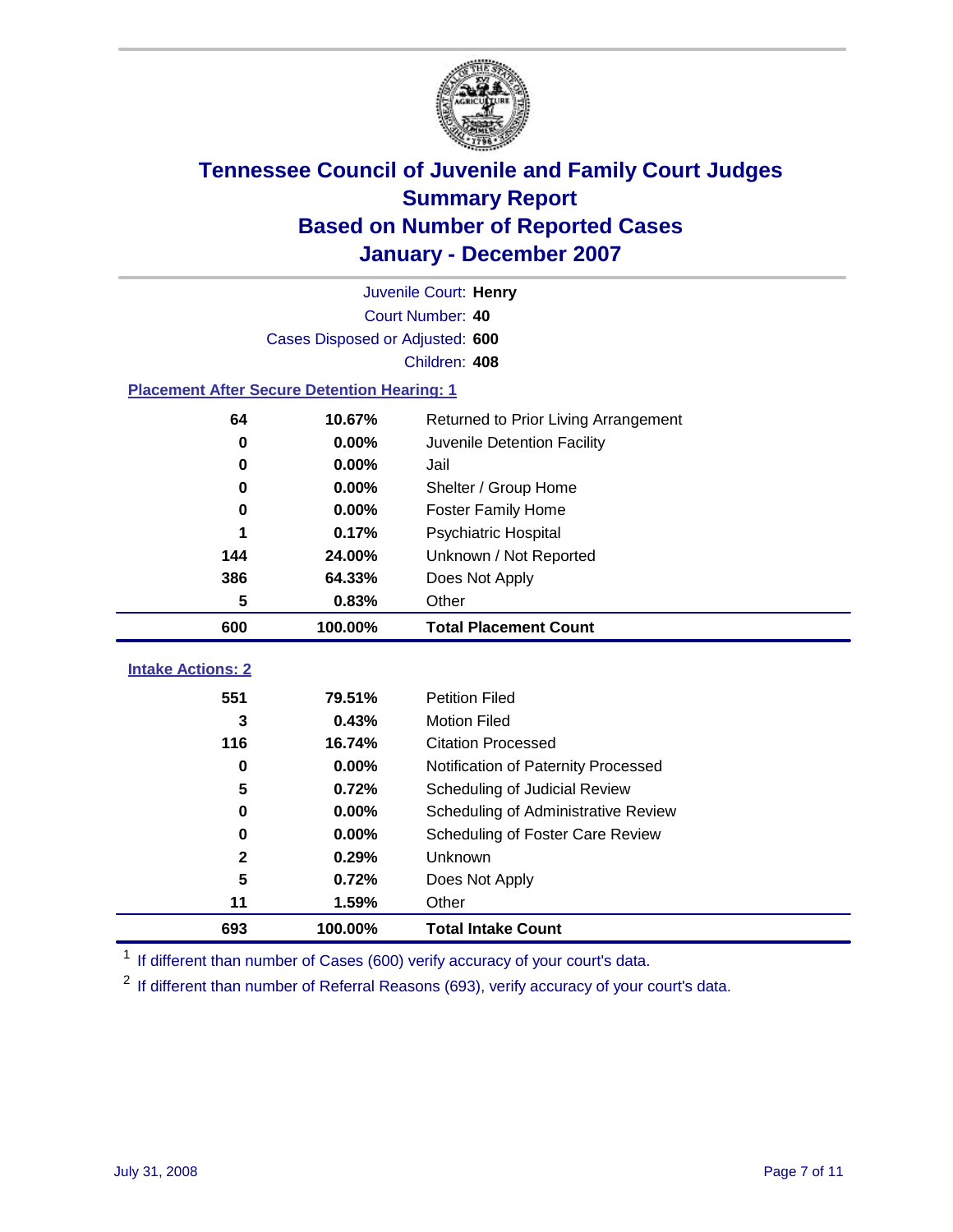# Tennessee Council of Juvenile and Family Court Judges
## Summary Report
## Based on Number of Reported Cases
## January - December 2007

Juvenile Court: **Henry**
Court Number: **40**
Cases Disposed or Adjusted: **600**
Children: **408**

### Placement After Secure Detention Hearing: 1

| | | |
|---|---|---|
| 64 | 10.67% | Returned to Prior Living Arrangement |
| 0 | 0.00% | Juvenile Detention Facility |
| 0 | 0.00% | Jail |
| 0 | 0.00% | Shelter / Group Home |
| 0 | 0.00% | Foster Family Home |
| 1 | 0.17% | Psychiatric Hospital |
| 144 | 24.00% | Unknown / Not Reported |
| 386 | 64.33% | Does Not Apply |
| 5 | 0.83% | Other |
| **600** | **100.00%** | **Total Placement Count** |

### Intake Actions: 2

| | | |
|---|---|---|
| 551 | 79.51% | Petition Filed |
| 3 | 0.43% | Motion Filed |
| 116 | 16.74% | Citation Processed |
| 0 | 0.00% | Notification of Paternity Processed |
| 5 | 0.72% | Scheduling of Judicial Review |
| 0 | 0.00% | Scheduling of Administrative Review |
| 0 | 0.00% | Scheduling of Foster Care Review |
| 2 | 0.29% | Unknown |
| 5 | 0.72% | Does Not Apply |
| 11 | 1.59% | Other |
| **693** | **100.00%** | **Total Intake Count** |

[1] If different than number of Cases (600) verify accuracy of your court's data.

[2] If different than number of Referral Reasons (693), verify accuracy of your court's data.

July 31, 2008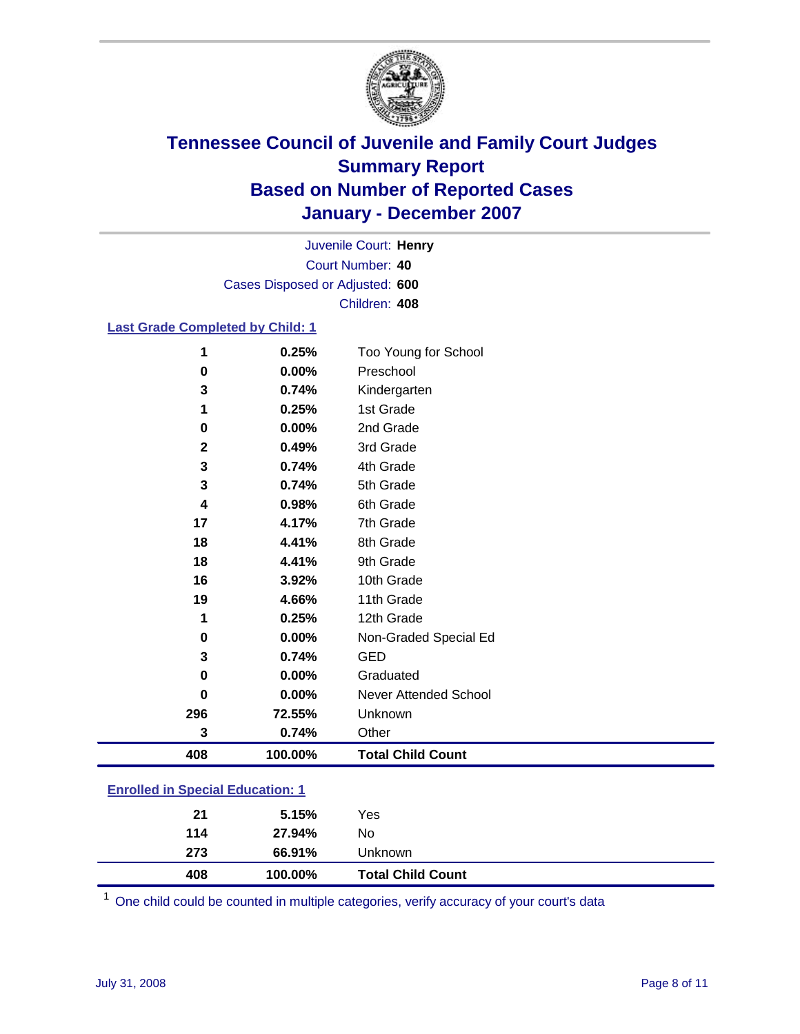# Tennessee Council of Juvenile and Family Court Judges
## Summary Report
## Based on Number of Reported Cases
## January - December 2007

Juvenile Court: **Henry**
Court Number: **40**
Cases Disposed or Adjusted: **600**
Children: **408**

### Last Grade Completed by Child: 1

| Count | Percent | Category |
|---|---|---|
| 1 | 0.25% | Too Young for School |
| 0 | 0.00% | Preschool |
| 3 | 0.74% | Kindergarten |
| 1 | 0.25% | 1st Grade |
| 0 | 0.00% | 2nd Grade |
| 2 | 0.49% | 3rd Grade |
| 3 | 0.74% | 4th Grade |
| 3 | 0.74% | 5th Grade |
| 4 | 0.98% | 6th Grade |
| 17 | 4.17% | 7th Grade |
| 18 | 4.41% | 8th Grade |
| 18 | 4.41% | 9th Grade |
| 16 | 3.92% | 10th Grade |
| 19 | 4.66% | 11th Grade |
| 1 | 0.25% | 12th Grade |
| 0 | 0.00% | Non-Graded Special Ed |
| 3 | 0.74% | GED |
| 0 | 0.00% | Graduated |
| 0 | 0.00% | Never Attended School |
| 296 | 72.55% | Unknown |
| 3 | 0.74% | Other |
| **408** | **100.00%** | **Total Child Count** |

### Enrolled in Special Education: 1

| Count | Percent | Category |
|---|---|---|
| 21 | 5.15% | Yes |
| 114 | 27.94% | No |
| 273 | 66.91% | Unknown |
| **408** | **100.00%** | **Total Child Count** |

[1] One child could be counted in multiple categories, verify accuracy of your court's data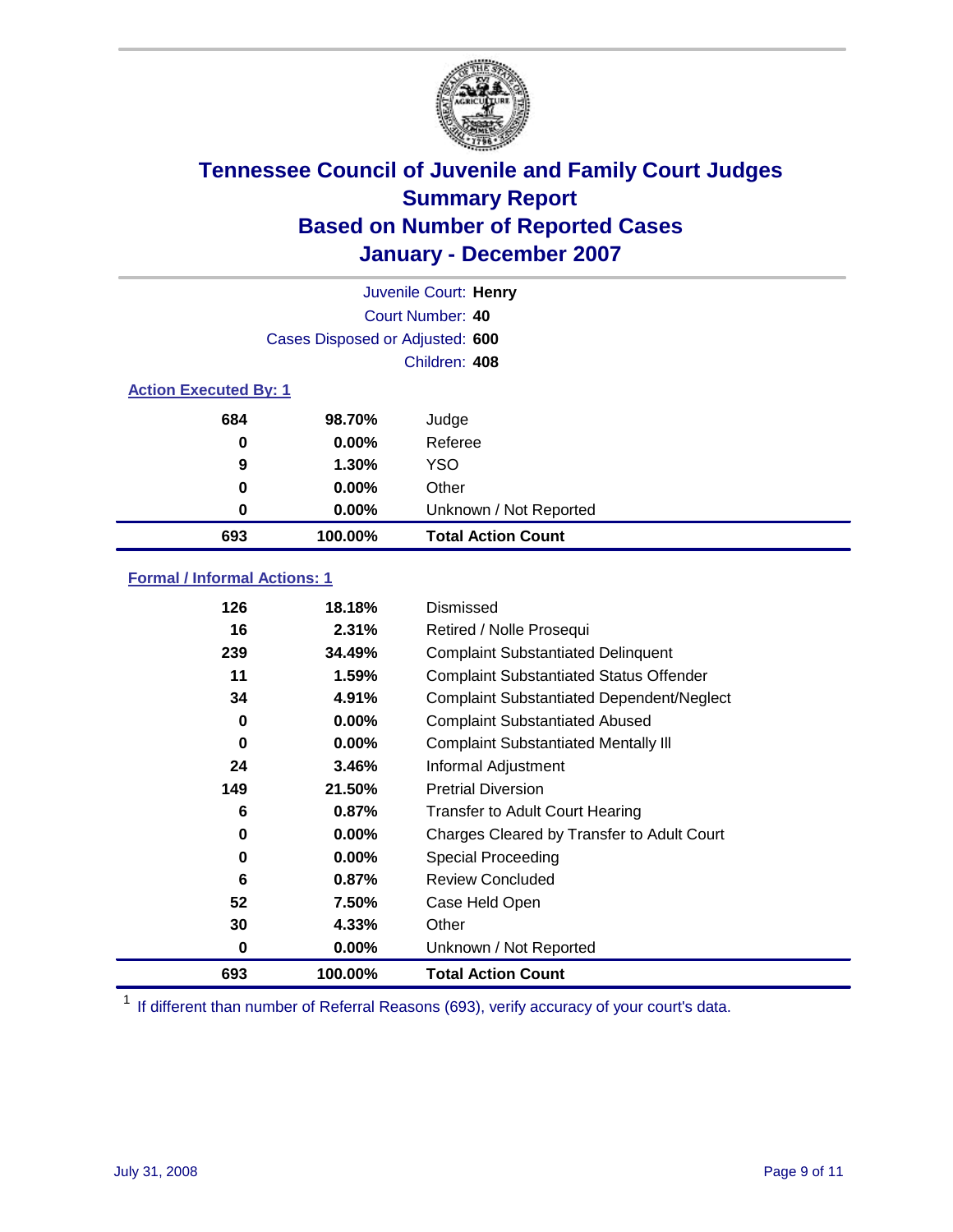# Tennessee Council of Juvenile and Family Court Judges
## Summary Report
## Based on Number of Reported Cases
## January - December 2007

Juvenile Court: **Henry**
Court Number: **40**
Cases Disposed or Adjusted: **600**
Children: **408**

### Action Executed By: 1

| | | |
|---|---|---|
| 684 | 98.70% | Judge |
| 0 | 0.00% | Referee |
| 9 | 1.30% | YSO |
| 0 | 0.00% | Other |
| 0 | 0.00% | Unknown / Not Reported |
| **693** | **100.00%** | **Total Action Count** |

### Formal / Informal Actions: 1

| | | |
|---|---|---|
| 126 | 18.18% | Dismissed |
| 16 | 2.31% | Retired / Nolle Prosequi |
| 239 | 34.49% | Complaint Substantiated Delinquent |
| 11 | 1.59% | Complaint Substantiated Status Offender |
| 34 | 4.91% | Complaint Substantiated Dependent/Neglect |
| 0 | 0.00% | Complaint Substantiated Abused |
| 0 | 0.00% | Complaint Substantiated Mentally Ill |
| 24 | 3.46% | Informal Adjustment |
| 149 | 21.50% | Pretrial Diversion |
| 6 | 0.87% | Transfer to Adult Court Hearing |
| 0 | 0.00% | Charges Cleared by Transfer to Adult Court |
| 0 | 0.00% | Special Proceeding |
| 6 | 0.87% | Review Concluded |
| 52 | 7.50% | Case Held Open |
| 30 | 4.33% | Other |
| 0 | 0.00% | Unknown / Not Reported |
| **693** | **100.00%** | **Total Action Count** |

[1] If different than number of Referral Reasons (693), verify accuracy of your court's data.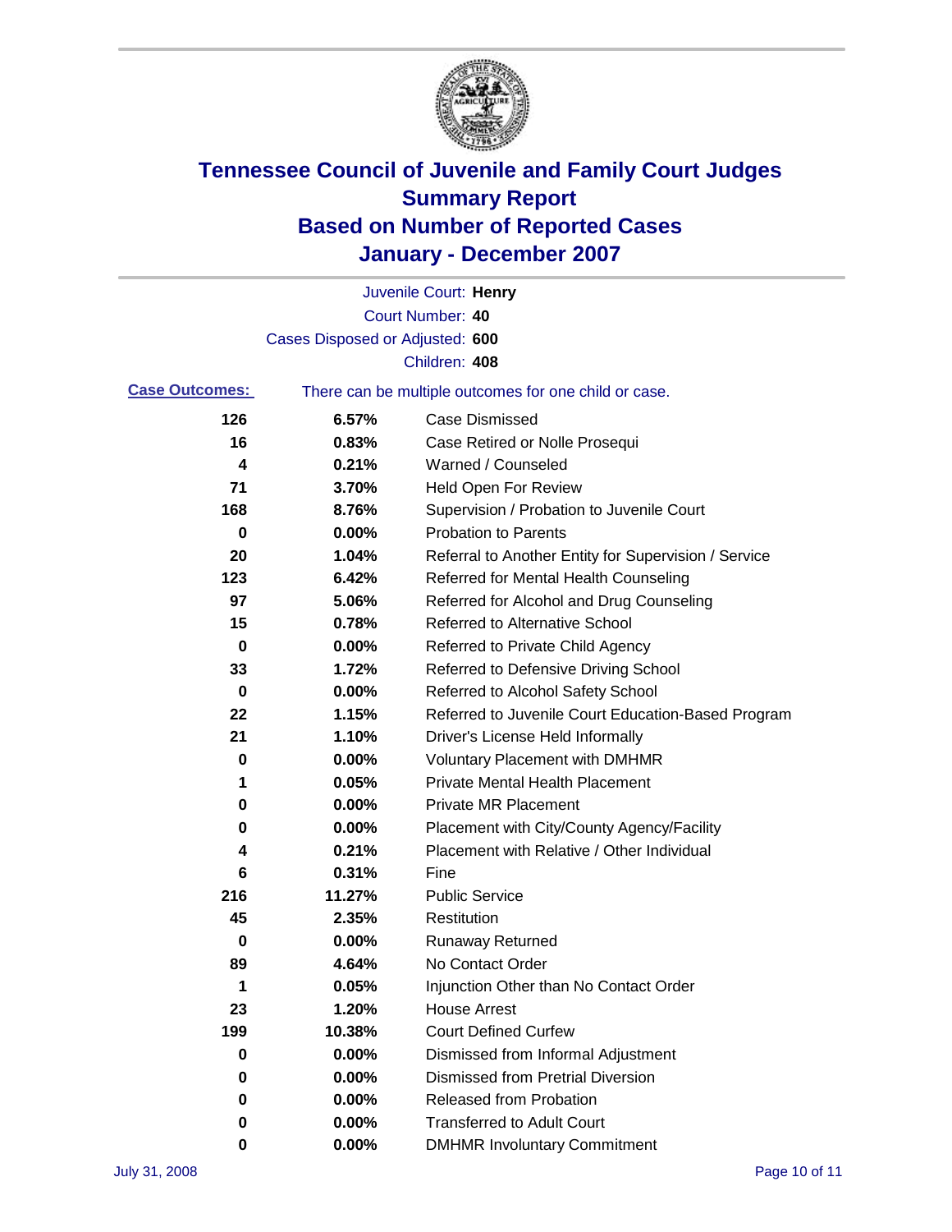# Tennessee Council of Juvenile and Family Court Judges
# Summary Report
# Based on Number of Reported Cases
# January - December 2007

Juvenile Court: **Henry**
Court Number: **40**
Cases Disposed or Adjusted: **600**
Children: **408**

**Case Outcomes:** There can be multiple outcomes for one child or case.

| Count | Percent | Outcome |
|---|---|---|
| 126 | 6.57% | Case Dismissed |
| 16 | 0.83% | Case Retired or Nolle Prosequi |
| 4 | 0.21% | Warned / Counseled |
| 71 | 3.70% | Held Open For Review |
| 168 | 8.76% | Supervision / Probation to Juvenile Court |
| 0 | 0.00% | Probation to Parents |
| 20 | 1.04% | Referral to Another Entity for Supervision / Service |
| 123 | 6.42% | Referred for Mental Health Counseling |
| 97 | 5.06% | Referred for Alcohol and Drug Counseling |
| 15 | 0.78% | Referred to Alternative School |
| 0 | 0.00% | Referred to Private Child Agency |
| 33 | 1.72% | Referred to Defensive Driving School |
| 0 | 0.00% | Referred to Alcohol Safety School |
| 22 | 1.15% | Referred to Juvenile Court Education-Based Program |
| 21 | 1.10% | Driver's License Held Informally |
| 0 | 0.00% | Voluntary Placement with DMHMR |
| 1 | 0.05% | Private Mental Health Placement |
| 0 | 0.00% | Private MR Placement |
| 0 | 0.00% | Placement with City/County Agency/Facility |
| 4 | 0.21% | Placement with Relative / Other Individual |
| 6 | 0.31% | Fine |
| 216 | 11.27% | Public Service |
| 45 | 2.35% | Restitution |
| 0 | 0.00% | Runaway Returned |
| 89 | 4.64% | No Contact Order |
| 1 | 0.05% | Injunction Other than No Contact Order |
| 23 | 1.20% | House Arrest |
| 199 | 10.38% | Court Defined Curfew |
| 0 | 0.00% | Dismissed from Informal Adjustment |
| 0 | 0.00% | Dismissed from Pretrial Diversion |
| 0 | 0.00% | Released from Probation |
| 0 | 0.00% | Transferred to Adult Court |
| 0 | 0.00% | DMHMR Involuntary Commitment |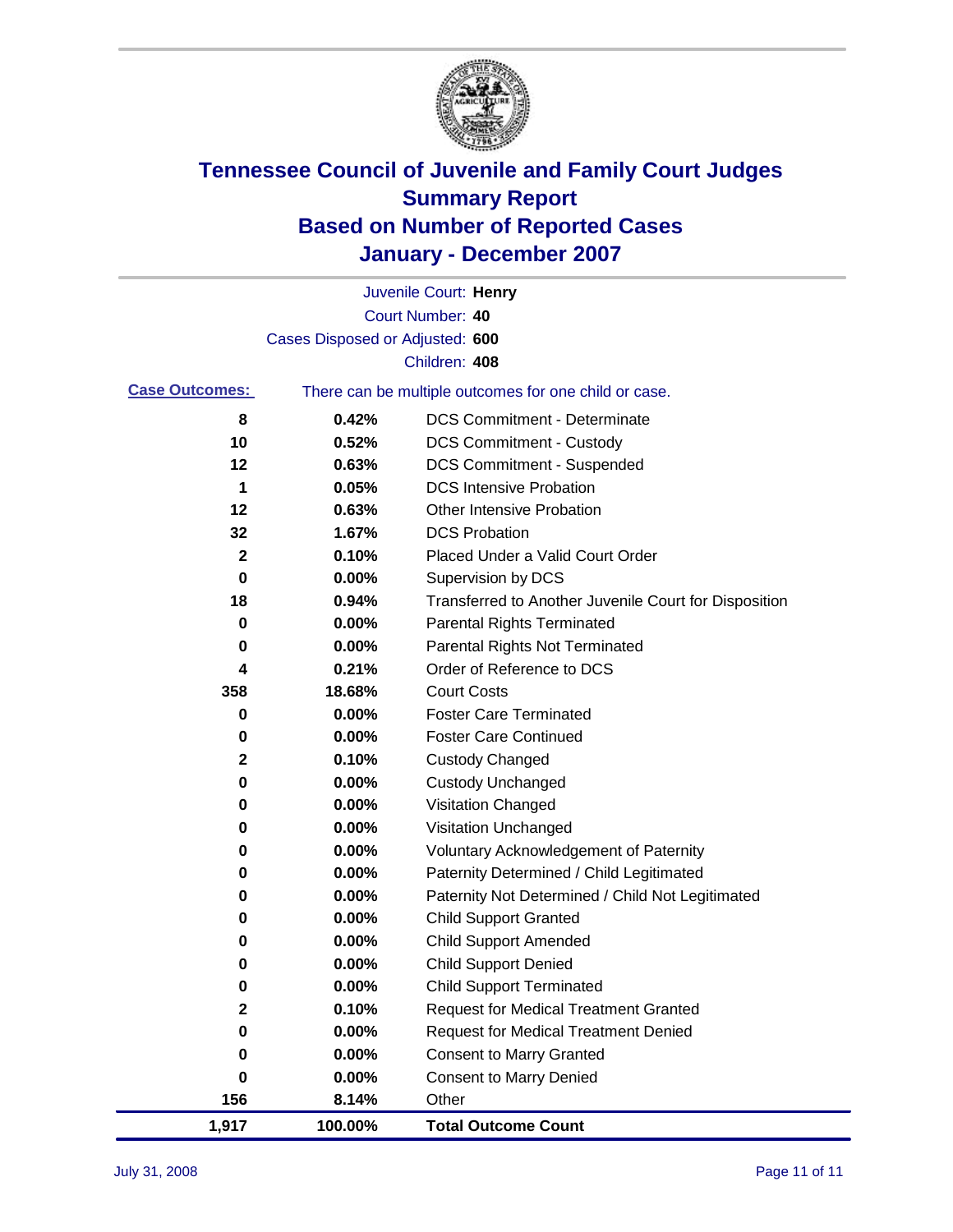# Tennessee Council of Juvenile and Family Court Judges
## Summary Report
## Based on Number of Reported Cases
## January - December 2007

Juvenile Court: **Henry**
Court Number: **40**
Cases Disposed or Adjusted: **600**
Children: **408**

**Case Outcomes:** There can be multiple outcomes for one child or case.

| | | |
|---|---|---|
| 8 | 0.42% | DCS Commitment - Determinate |
| 10 | 0.52% | DCS Commitment - Custody |
| 12 | 0.63% | DCS Commitment - Suspended |
| 1 | 0.05% | DCS Intensive Probation |
| 12 | 0.63% | Other Intensive Probation |
| 32 | 1.67% | DCS Probation |
| 2 | 0.10% | Placed Under a Valid Court Order |
| 0 | 0.00% | Supervision by DCS |
| 18 | 0.94% | Transferred to Another Juvenile Court for Disposition |
| 0 | 0.00% | Parental Rights Terminated |
| 0 | 0.00% | Parental Rights Not Terminated |
| 4 | 0.21% | Order of Reference to DCS |
| 358 | 18.68% | Court Costs |
| 0 | 0.00% | Foster Care Terminated |
| 0 | 0.00% | Foster Care Continued |
| 2 | 0.10% | Custody Changed |
| 0 | 0.00% | Custody Unchanged |
| 0 | 0.00% | Visitation Changed |
| 0 | 0.00% | Visitation Unchanged |
| 0 | 0.00% | Voluntary Acknowledgement of Paternity |
| 0 | 0.00% | Paternity Determined / Child Legitimated |
| 0 | 0.00% | Paternity Not Determined / Child Not Legitimated |
| 0 | 0.00% | Child Support Granted |
| 0 | 0.00% | Child Support Amended |
| 0 | 0.00% | Child Support Denied |
| 0 | 0.00% | Child Support Terminated |
| 2 | 0.10% | Request for Medical Treatment Granted |
| 0 | 0.00% | Request for Medical Treatment Denied |
| 0 | 0.00% | Consent to Marry Granted |
| 0 | 0.00% | Consent to Marry Denied |
| 156 | 8.14% | Other |
| **1,917** | **100.00%** | **Total Outcome Count** |

July 31, 2008